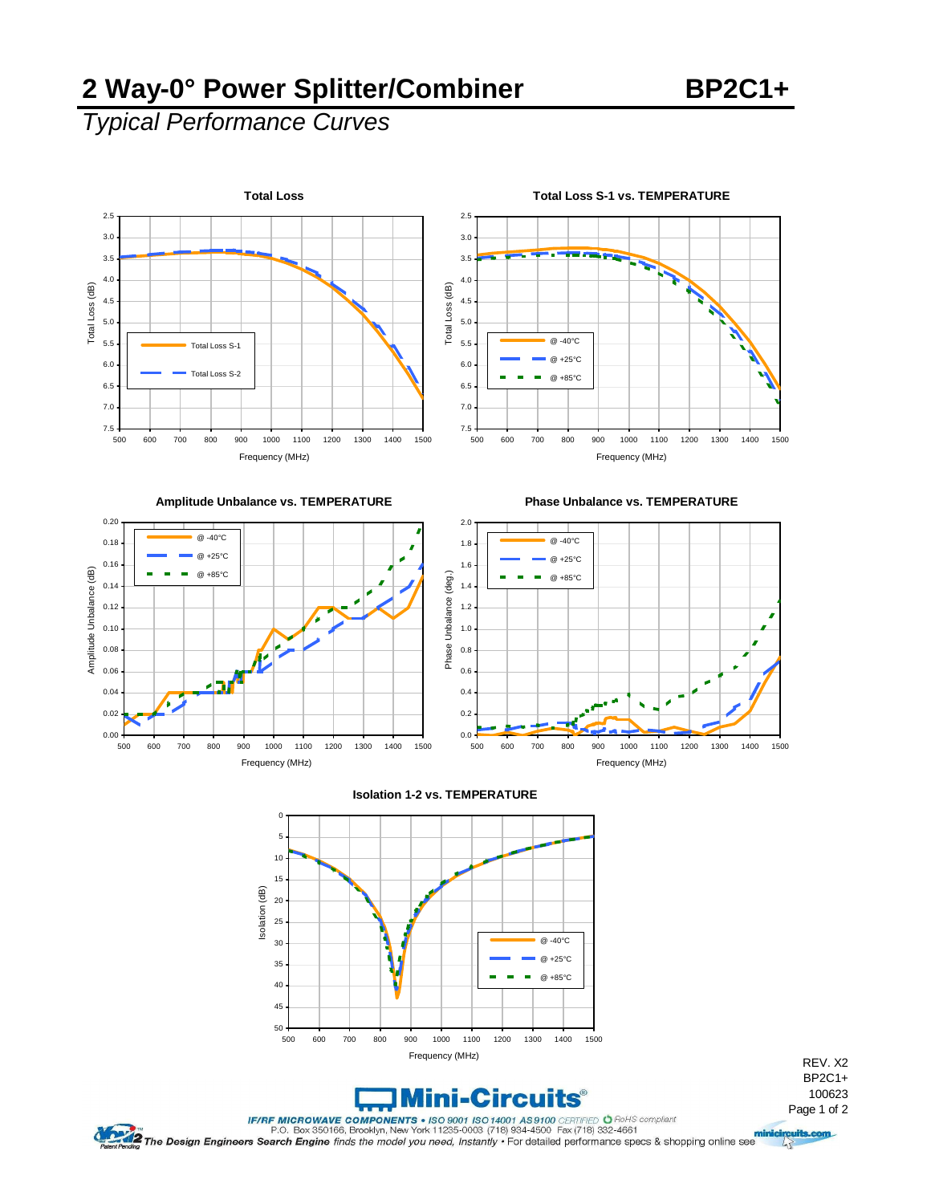# 2 Way-0° Power Splitter/Combiner BP2C1+

## *Typical Performance Curves*

**Total Loss**

**Total Loss S-1 vs. TEMPERATURE**

**Amplitude Unbalance vs. TEMPERATURE**

**Phase Unbalance vs. TEMPERATURE**

**Isolation 1-2 vs. TEMPERATURE**

REV. X2
BP2C1+
100623

**Mini-Circuits®**

*IF/RF MICROWAVE COMPONENTS* • ISO 9001 ISO 14001 AS 9100 CERTIFIED • RoHS compliant
P.O. Box 350166, Brooklyn, New York 11235-0003 (718) 934-4500 Fax (718) 332-4661

*The Design Engineers Search Engine* finds the model you need, *Instantly* • For detailed performance specs & shopping online see minicircuits.com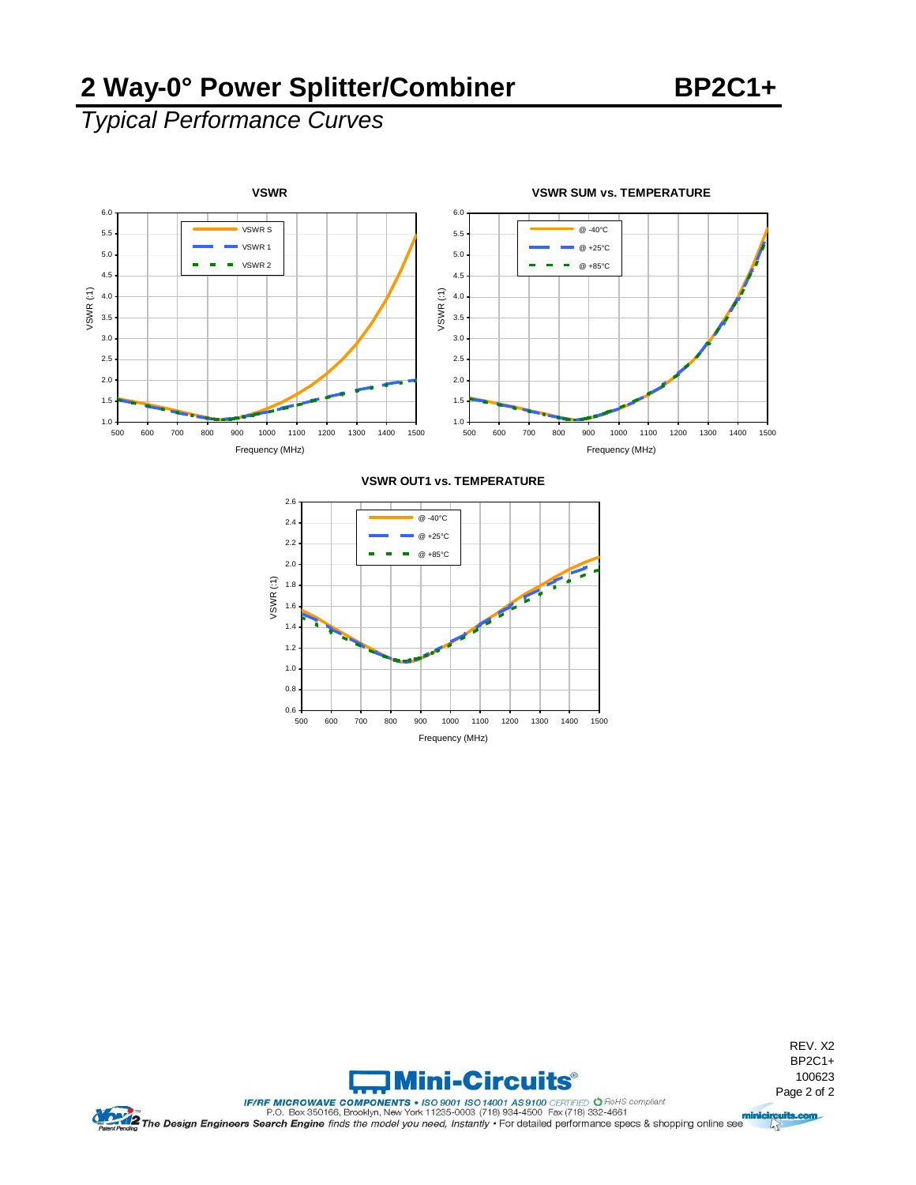# 2 Way-0° Power Splitter/Combiner BP2C1+

## *Typical Performance Curves*

**VSWR**

VSWR (:1)

6.0
5.5
5.0
4.5
4.0
3.5
3.0
2.5
2.0
1.5
1.0

500 600 700 800 900 1000 1100 1200 1300 1400 1500

Frequency (MHz)

VSWR S
VSWR 1
VSWR 2

**VSWR SUM vs. TEMPERATURE**

VSWR (:1)

6.0
5.5
5.0
4.5
4.0
3.5
3.0
2.5
2.0
1.5
1.0

500 600 700 800 900 1000 1100 1200 1300 1400 1500

Frequency (MHz)

@ -40°C
@ +25°C
@ +85°C

**VSWR OUT1 vs. TEMPERATURE**

VSWR (:1)

2.6
2.4
2.2
2.0
1.8
1.6
1.4
1.2
1.0
0.8
0.6

500 600 700 800 900 1000 1100 1200 1300 1400 1500

Frequency (MHz)

@ -40°C
@ +25°C
@ +85°C

REV. X2
BP2C1+
100623

Mini-Circuits®

IF/RF MICROWAVE COMPONENTS • ISO 9001 ISO 14001 AS 9100 CERTIFIED RoHS compliant
P.O. Box 350166, Brooklyn, New York 11235-0003 (718) 934-4500 Fax (718) 332-4661
The Design Engineers Search Engine finds the model you need, Instantly • For detailed performance specs & shopping online see minicircuits.com